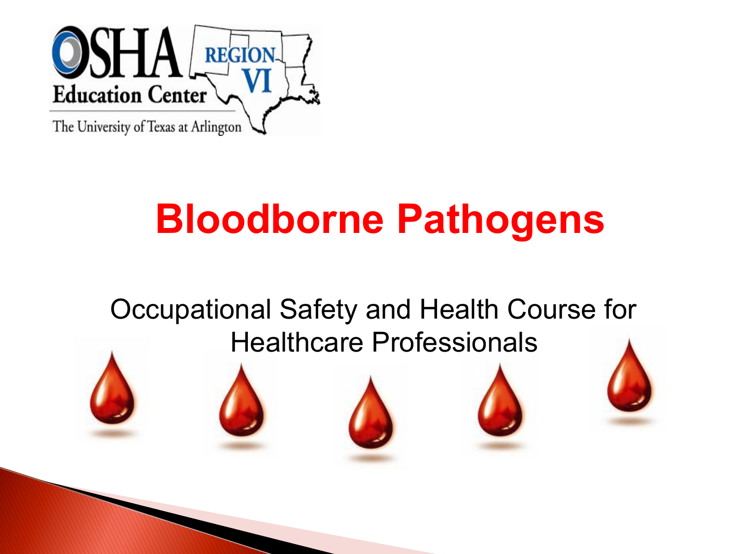OSHA Education Center

REGION VI

The University of Texas at Arlington

# Bloodborne Pathogens

Occupational Safety and Health Course for Healthcare Professionals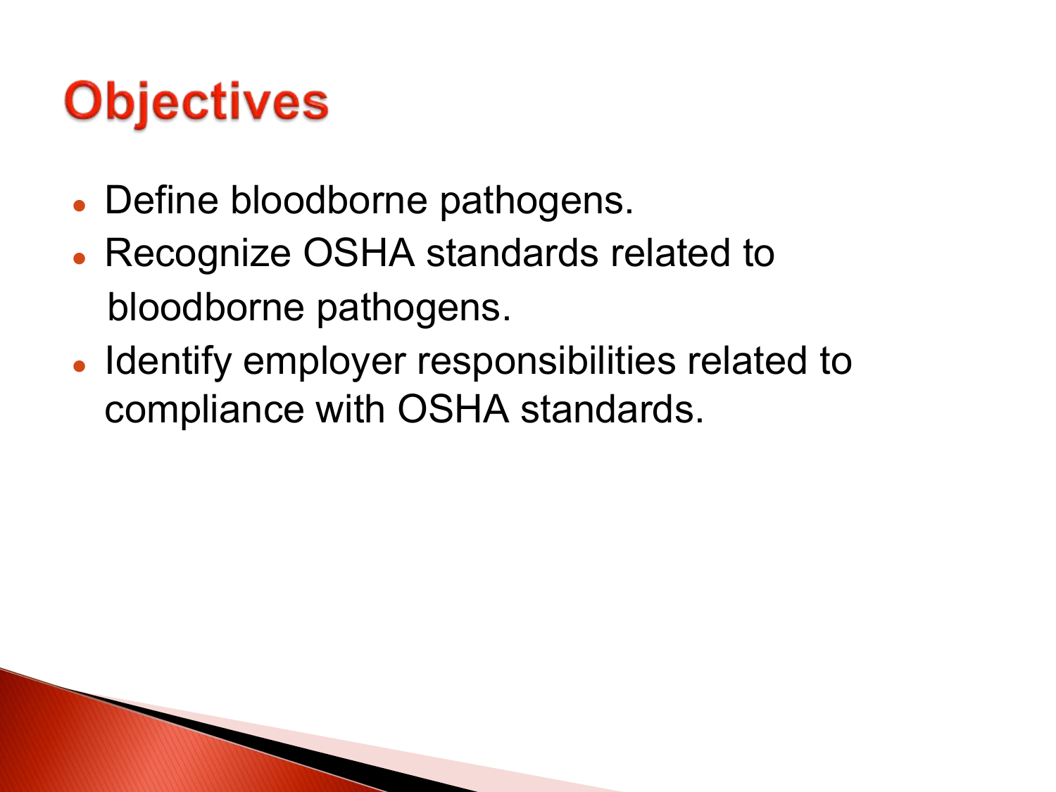# Objectives

- Define bloodborne pathogens.
- Recognize OSHA standards related to bloodborne pathogens.
- Identify employer responsibilities related to compliance with OSHA standards.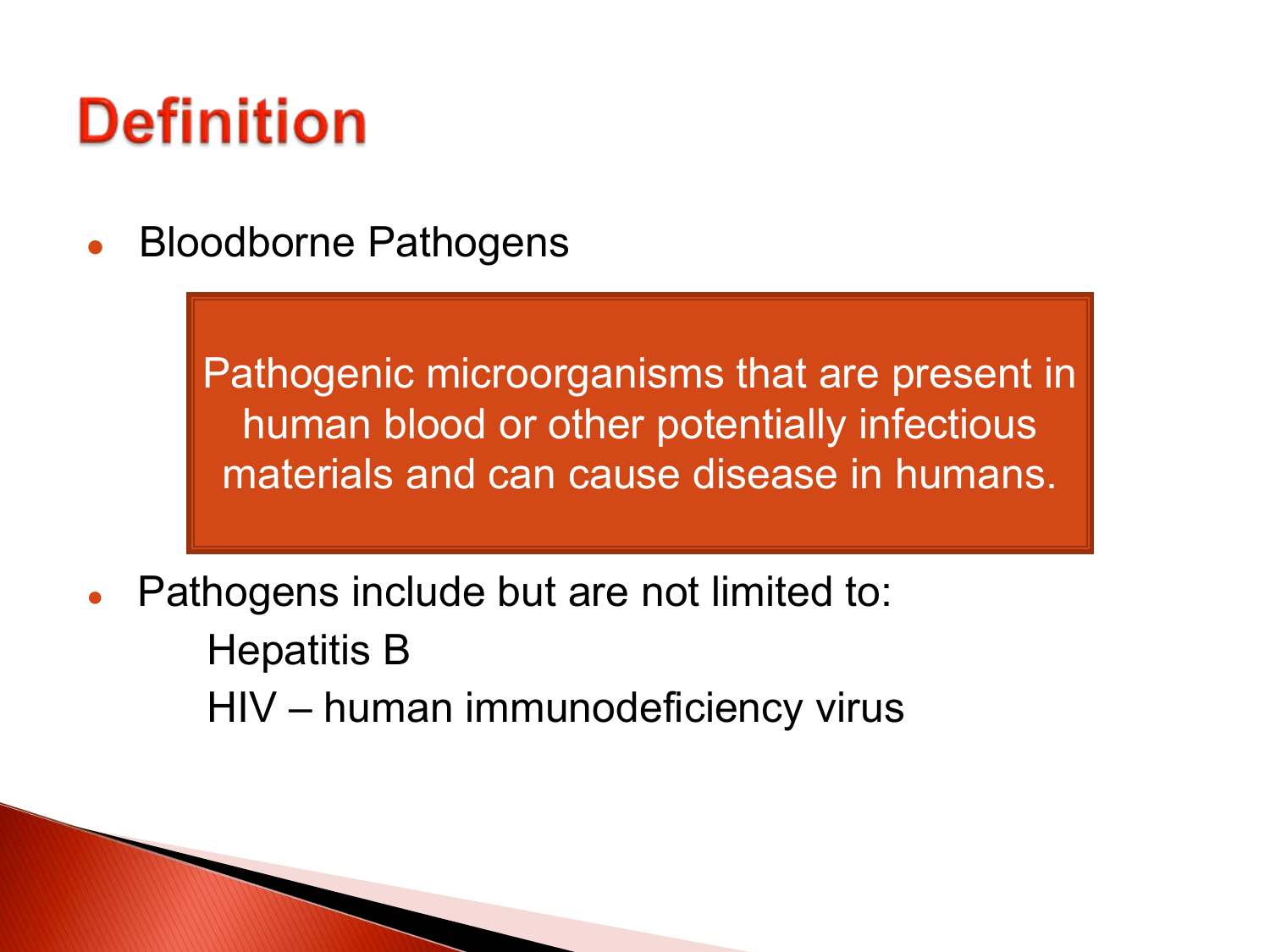# Definition

- Bloodborne Pathogens

> Pathogenic microorganisms that are present in human blood or other potentially infectious materials and can cause disease in humans.

- Pathogens include but are not limited to:
  - Hepatitis B
  - HIV – human immunodeficiency virus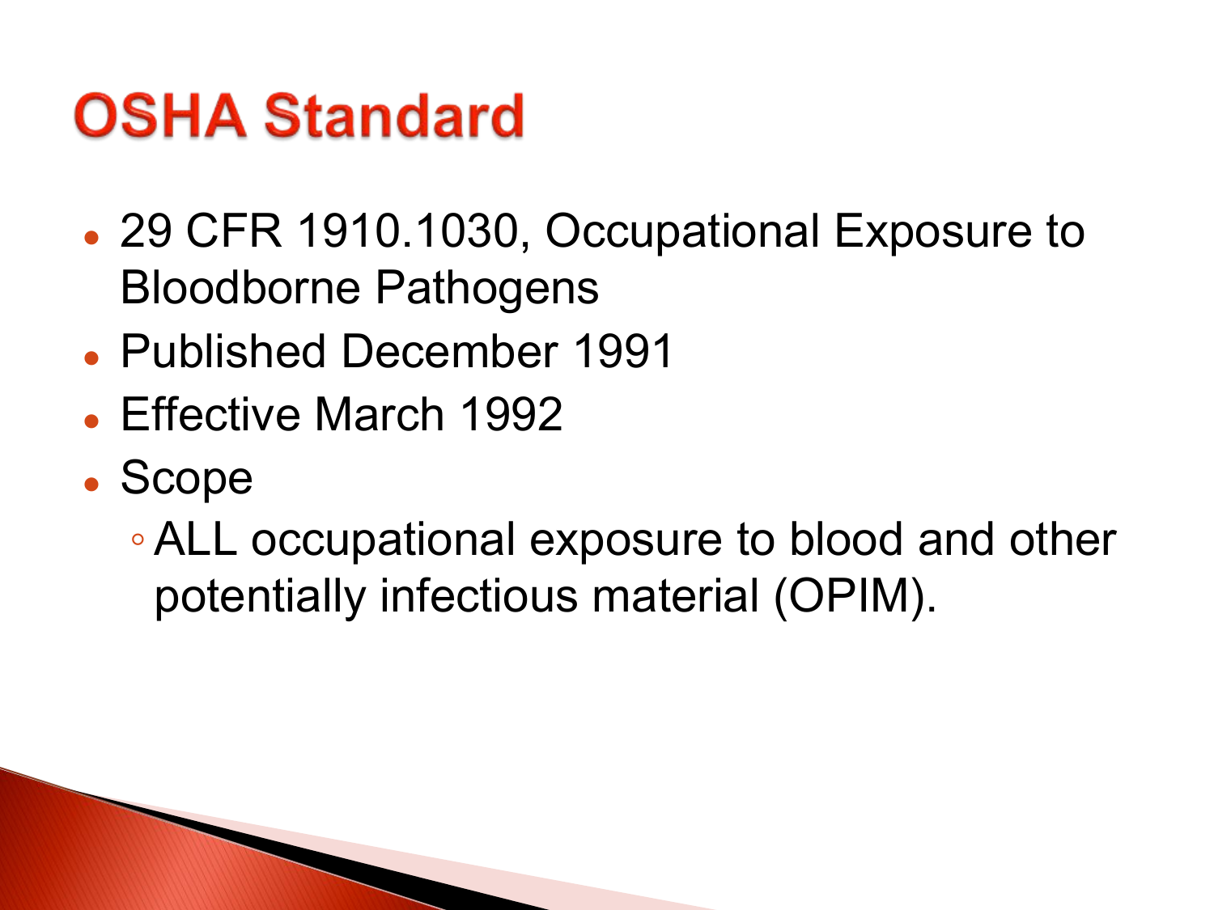# OSHA Standard

- 29 CFR 1910.1030, Occupational Exposure to Bloodborne Pathogens
- Published December 1991
- Effective March 1992
- Scope
  - ALL occupational exposure to blood and other potentially infectious material (OPIM).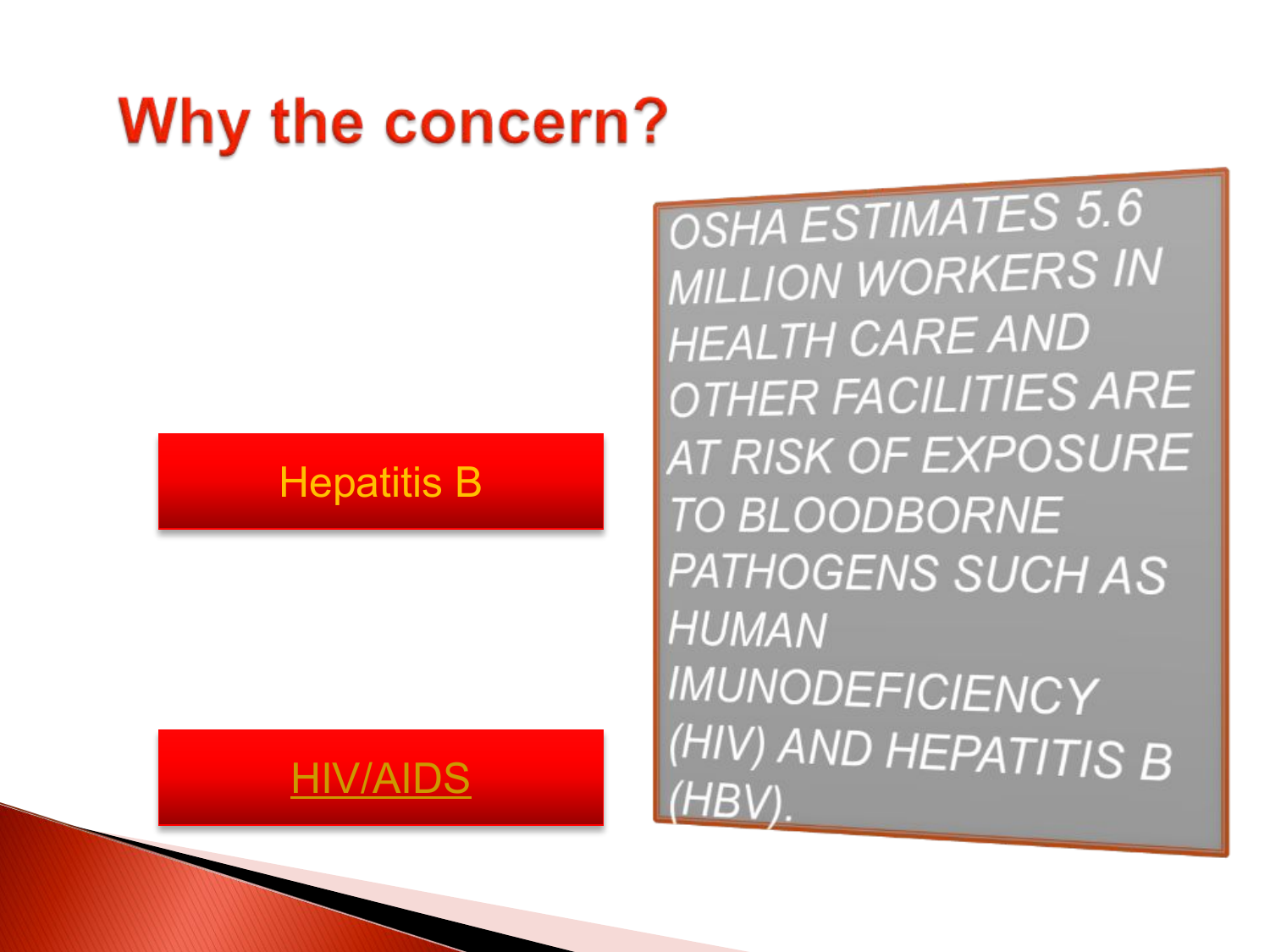# Why the concern?

Hepatitis B

HIV/AIDS

OSHA ESTIMATES 5.6 MILLION WORKERS IN HEALTH CARE AND OTHER FACILITIES ARE AT RISK OF EXPOSURE TO BLOODBORNE PATHOGENS SUCH AS HUMAN IMUNODEFICIENCY (HIV) AND HEPATITIS B (HBV).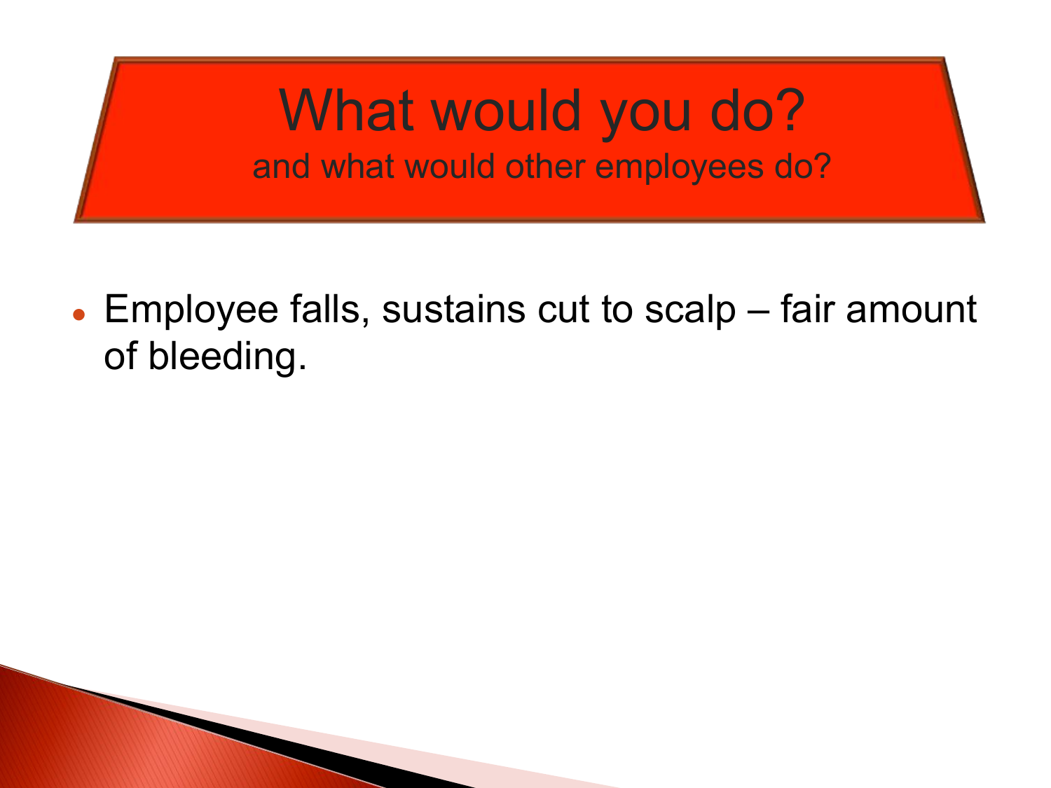# What would you do?

## and what would other employees do?

- Employee falls, sustains cut to scalp – fair amount of bleeding.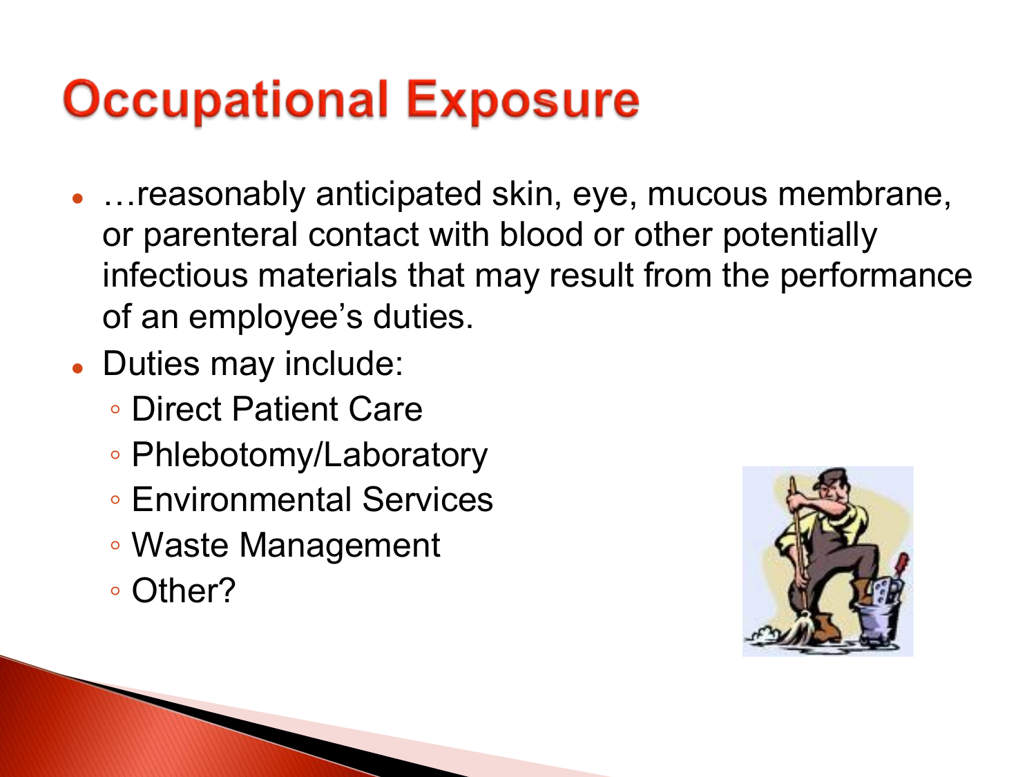# Occupational Exposure

- …reasonably anticipated skin, eye, mucous membrane, or parenteral contact with blood or other potentially infectious materials that may result from the performance of an employee's duties.
- Duties may include:
  - Direct Patient Care
  - Phlebotomy/Laboratory
  - Environmental Services
  - Waste Management
  - Other?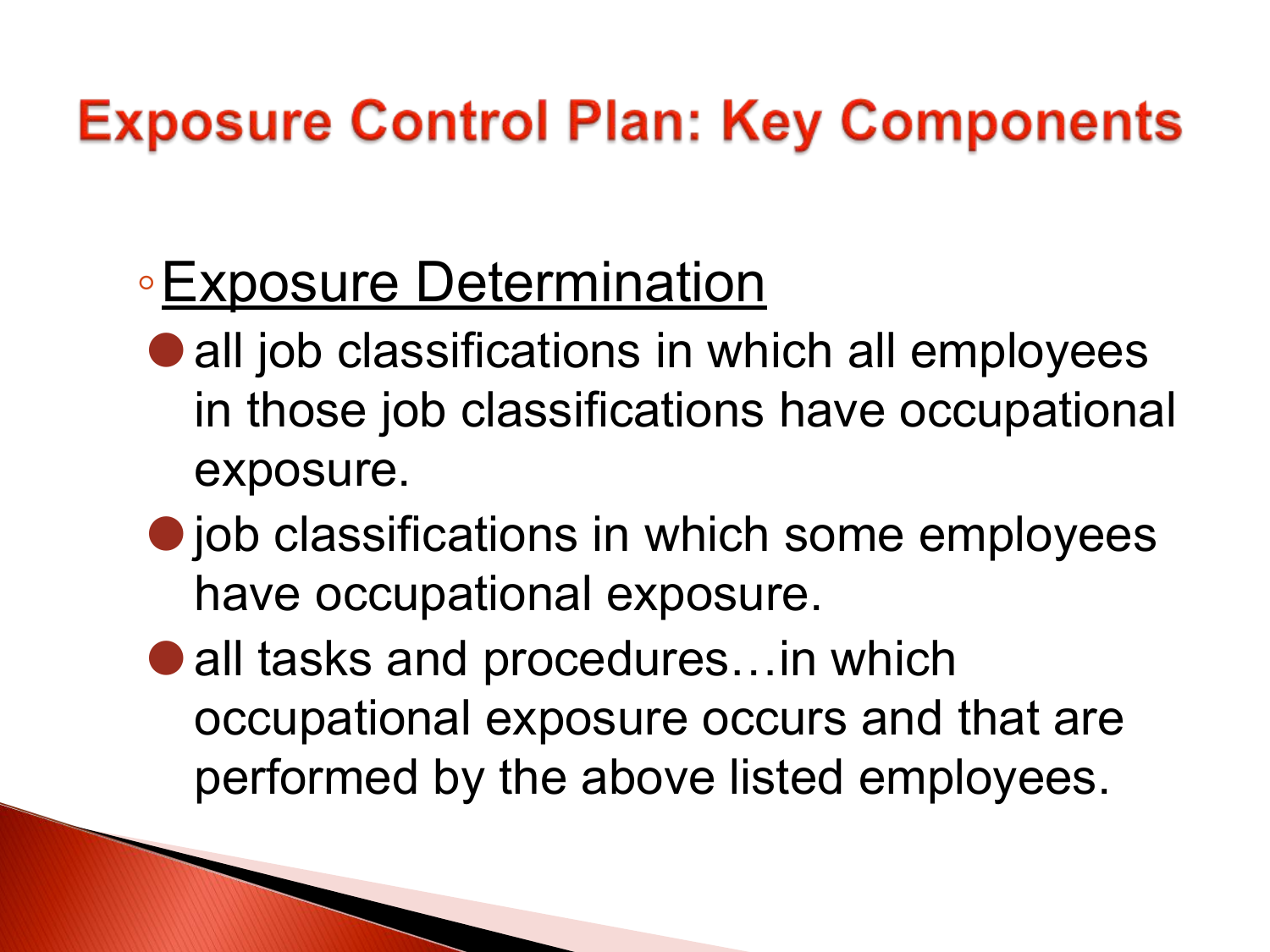# Exposure Control Plan: Key Components

- <u>Exposure Determination</u>
  - all job classifications in which all employees in those job classifications have occupational exposure.
  - job classifications in which some employees have occupational exposure.
  - all tasks and procedures…in which occupational exposure occurs and that are performed by the above listed employees.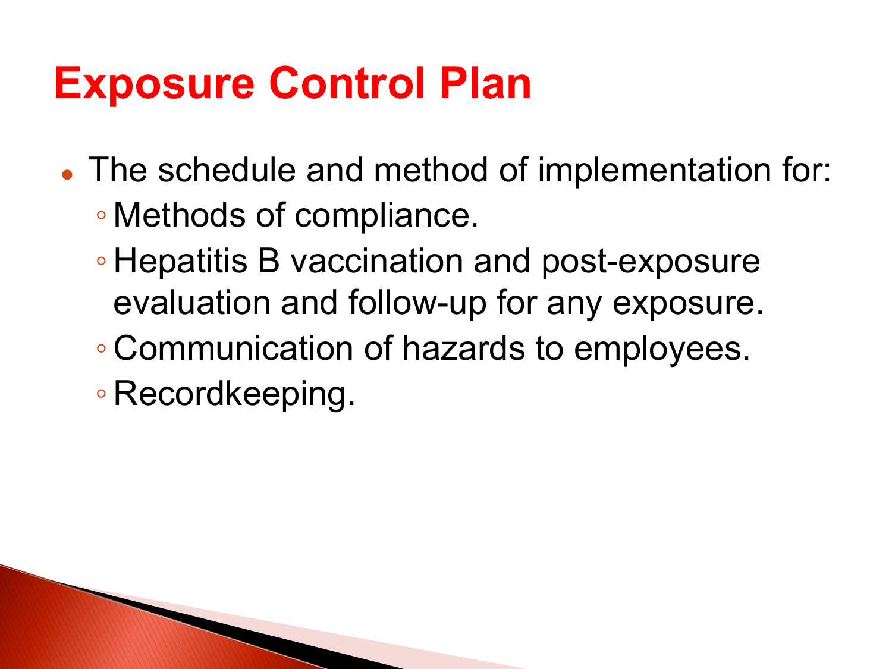# Exposure Control Plan

- The schedule and method of implementation for:
  - Methods of compliance.
  - Hepatitis B vaccination and post-exposure evaluation and follow-up for any exposure.
  - Communication of hazards to employees.
  - Recordkeeping.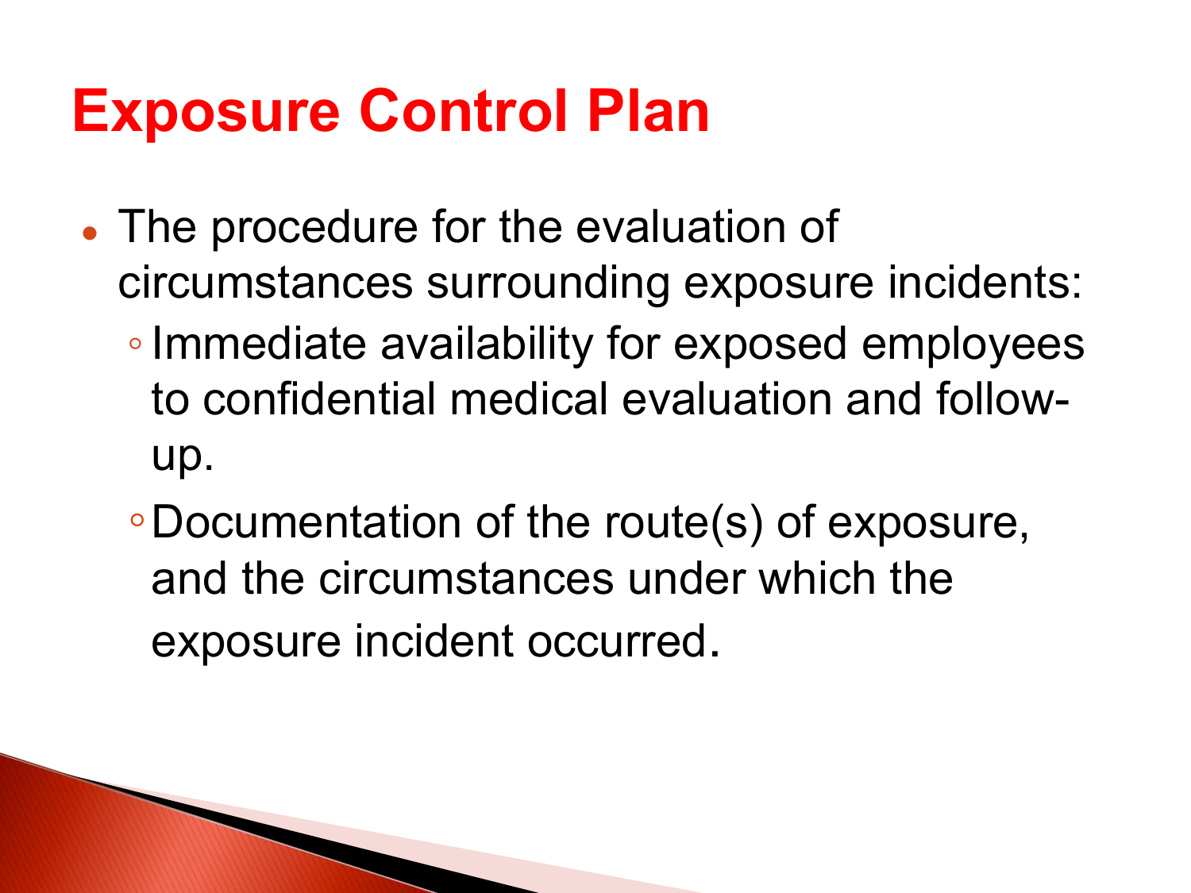# Exposure Control Plan

- The procedure for the evaluation of circumstances surrounding exposure incidents:
  - Immediate availability for exposed employees to confidential medical evaluation and follow-up.
  - Documentation of the route(s) of exposure, and the circumstances under which the exposure incident occurred.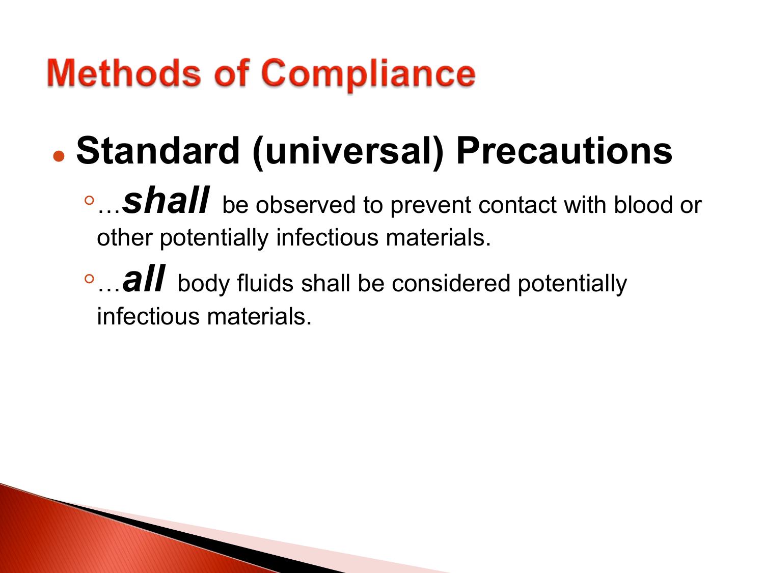# Methods of Compliance

- **Standard (universal) Precautions**
  - …***shall*** be observed to prevent contact with blood or other potentially infectious materials.
  - …***all*** body fluids shall be considered potentially infectious materials.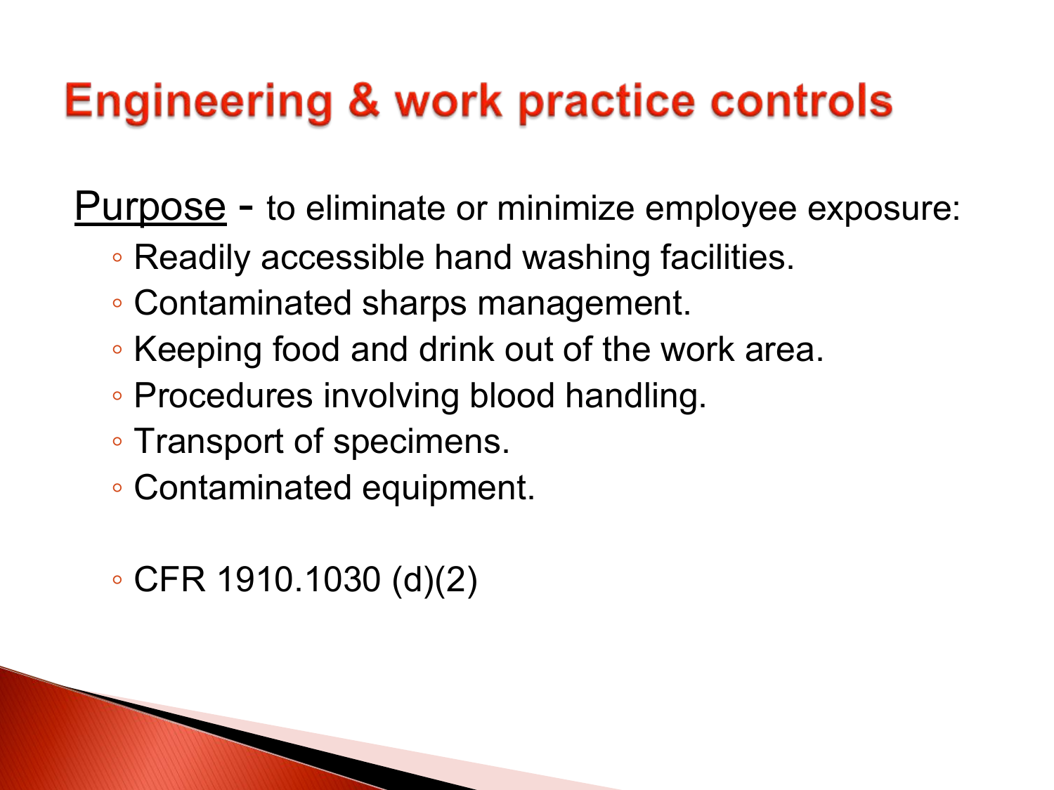# Engineering & work practice controls

Purpose - to eliminate or minimize employee exposure:

- Readily accessible hand washing facilities.
- Contaminated sharps management.
- Keeping food and drink out of the work area.
- Procedures involving blood handling.
- Transport of specimens.
- Contaminated equipment.

- CFR 1910.1030 (d)(2)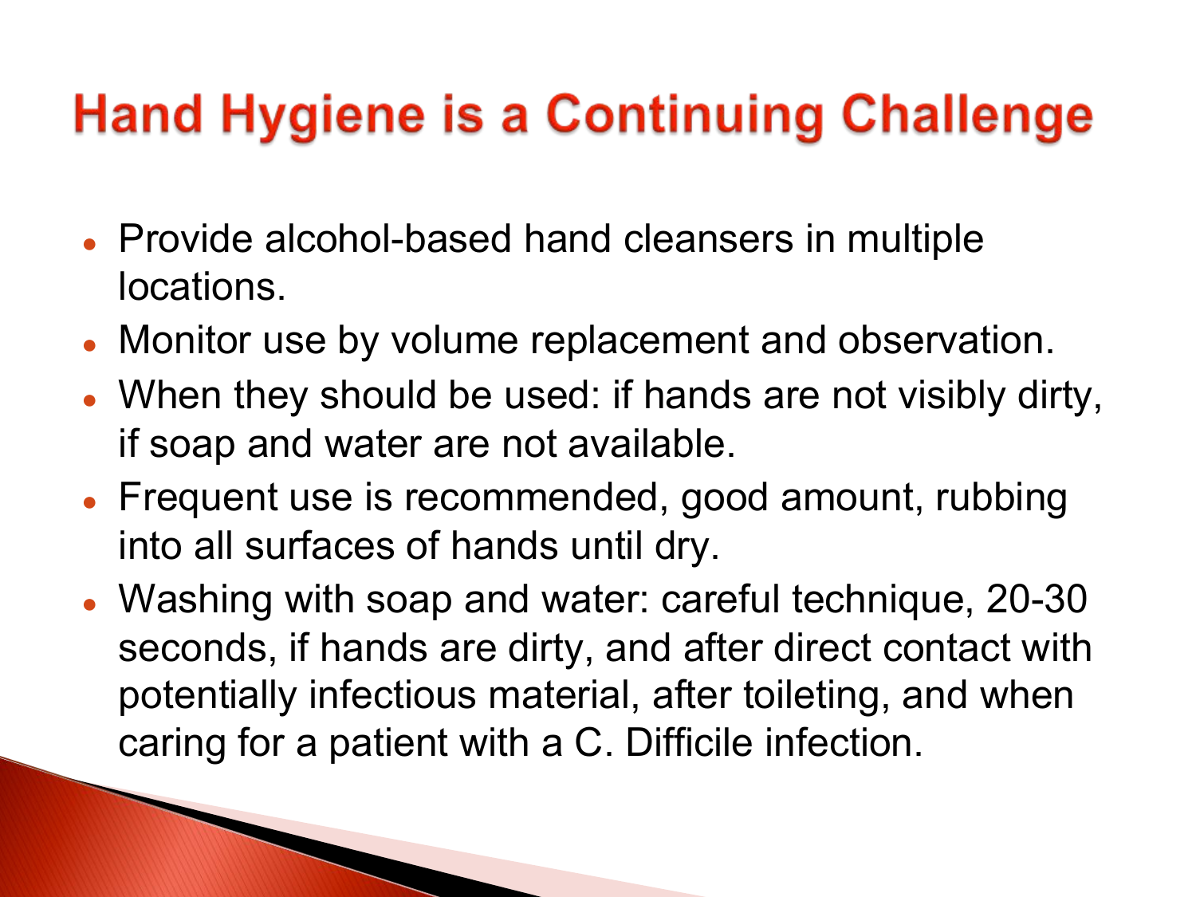# Hand Hygiene is a Continuing Challenge

- Provide alcohol-based hand cleansers in multiple locations.
- Monitor use by volume replacement and observation.
- When they should be used: if hands are not visibly dirty, if soap and water are not available.
- Frequent use is recommended, good amount, rubbing into all surfaces of hands until dry.
- Washing with soap and water: careful technique, 20-30 seconds, if hands are dirty, and after direct contact with potentially infectious material, after toileting, and when caring for a patient with a C. Difficile infection.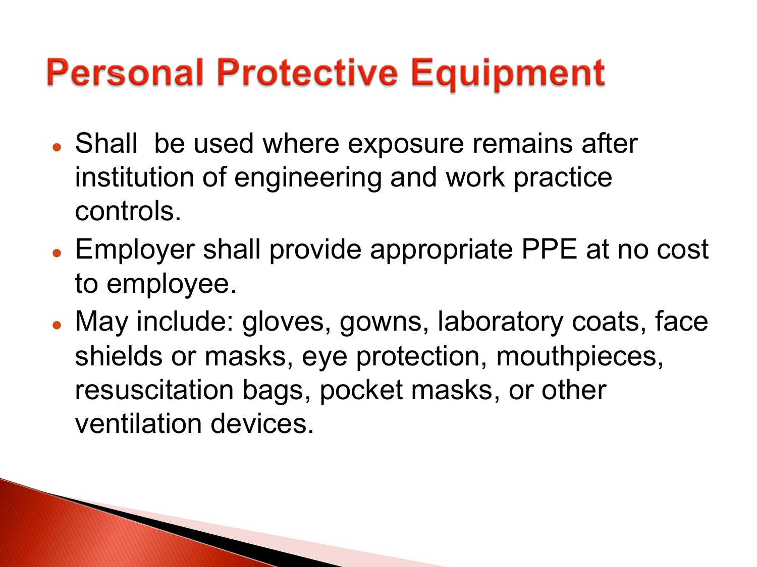# Personal Protective Equipment

- Shall be used where exposure remains after institution of engineering and work practice controls.
- Employer shall provide appropriate PPE at no cost to employee.
- May include: gloves, gowns, laboratory coats, face shields or masks, eye protection, mouthpieces, resuscitation bags, pocket masks, or other ventilation devices.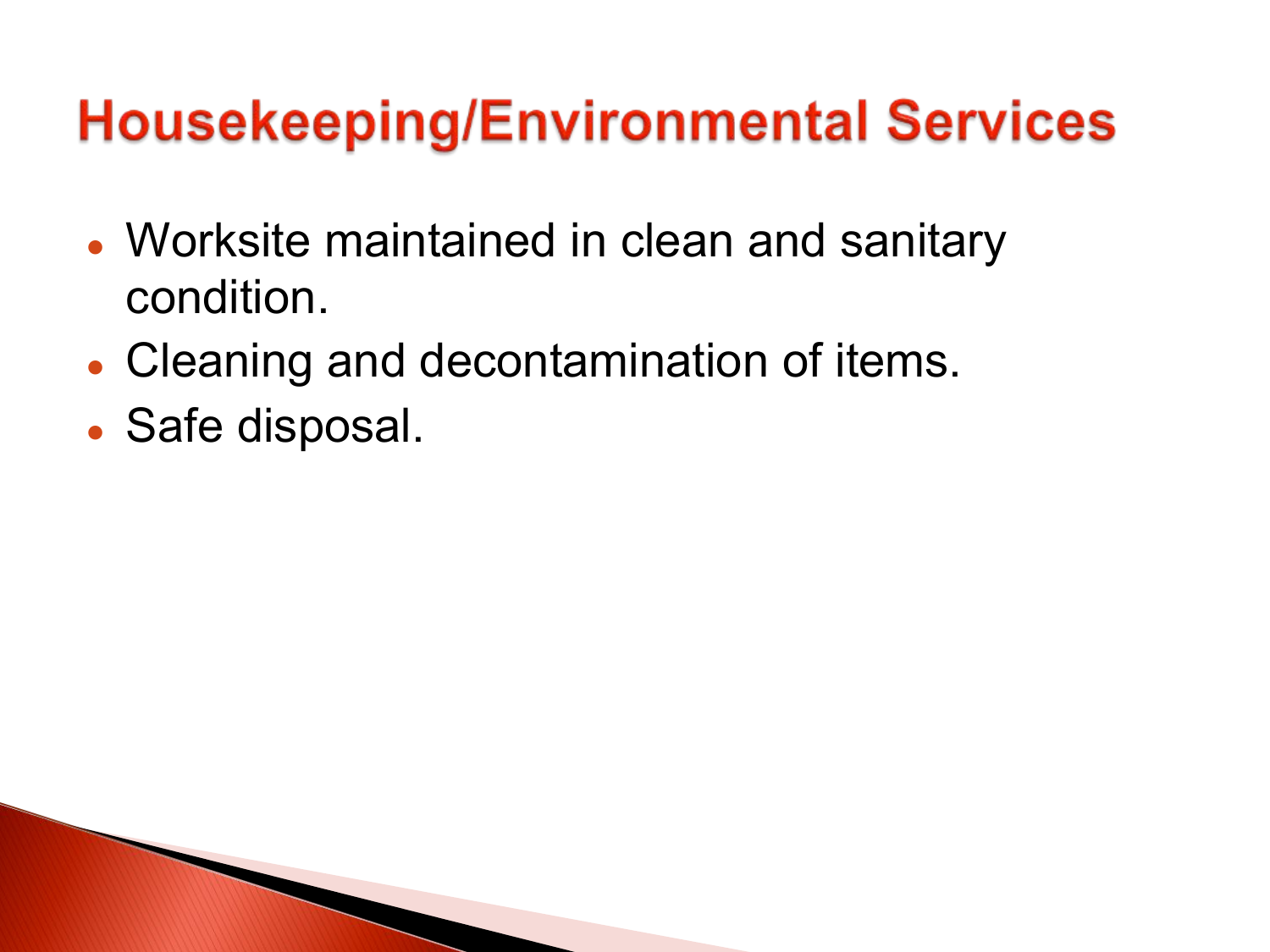# Housekeeping/Environmental Services

- Worksite maintained in clean and sanitary condition.
- Cleaning and decontamination of items.
- Safe disposal.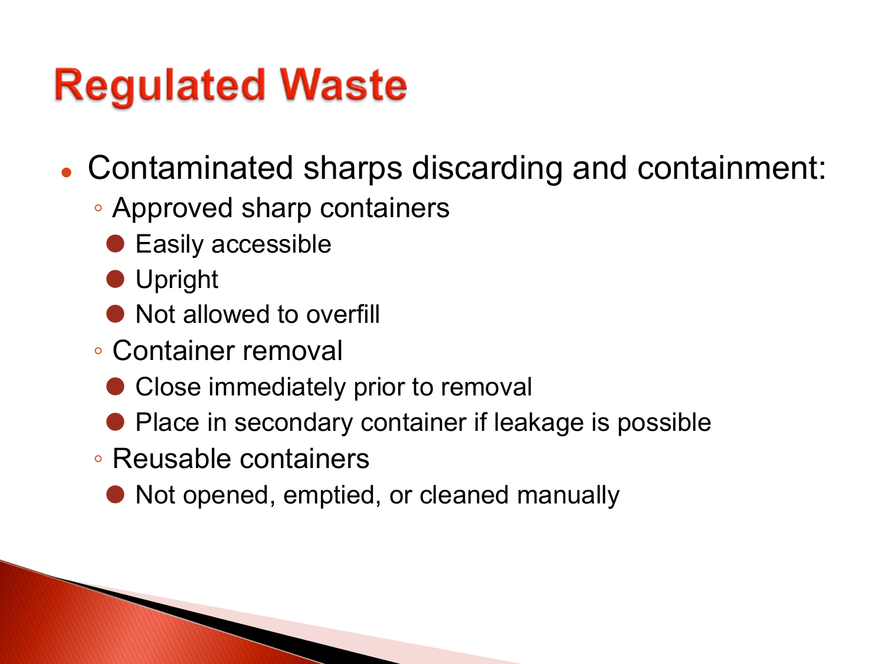# Regulated Waste

- Contaminated sharps discarding and containment:
  - Approved sharp containers
    - Easily accessible
    - Upright
    - Not allowed to overfill
  - Container removal
    - Close immediately prior to removal
    - Place in secondary container if leakage is possible
  - Reusable containers
    - Not opened, emptied, or cleaned manually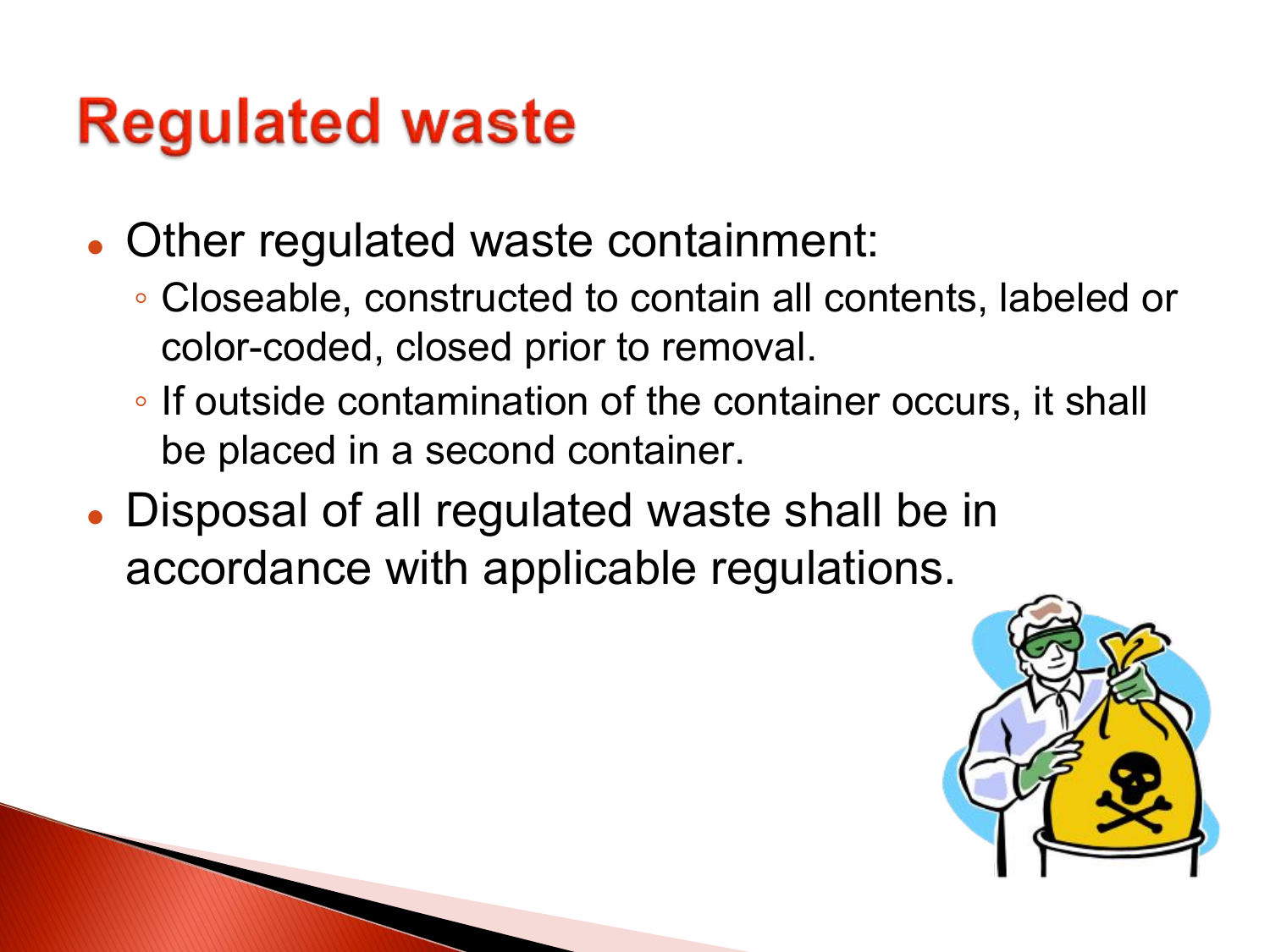# Regulated waste

- Other regulated waste containment:
  - Closeable, constructed to contain all contents, labeled or color-coded, closed prior to removal.
  - If outside contamination of the container occurs, it shall be placed in a second container.
- Disposal of all regulated waste shall be in accordance with applicable regulations.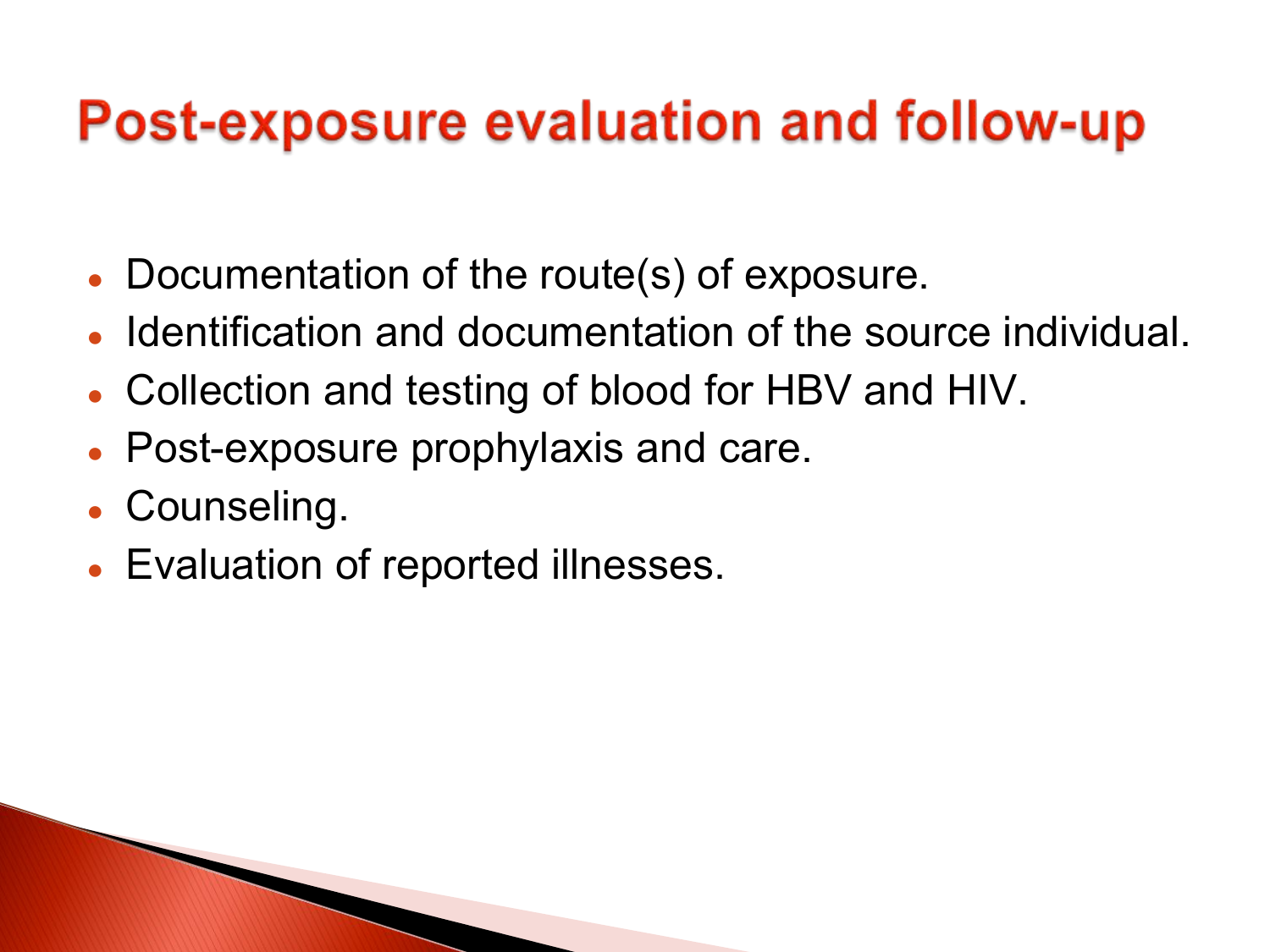# Post-exposure evaluation and follow-up

- Documentation of the route(s) of exposure.
- Identification and documentation of the source individual.
- Collection and testing of blood for HBV and HIV.
- Post-exposure prophylaxis and care.
- Counseling.
- Evaluation of reported illnesses.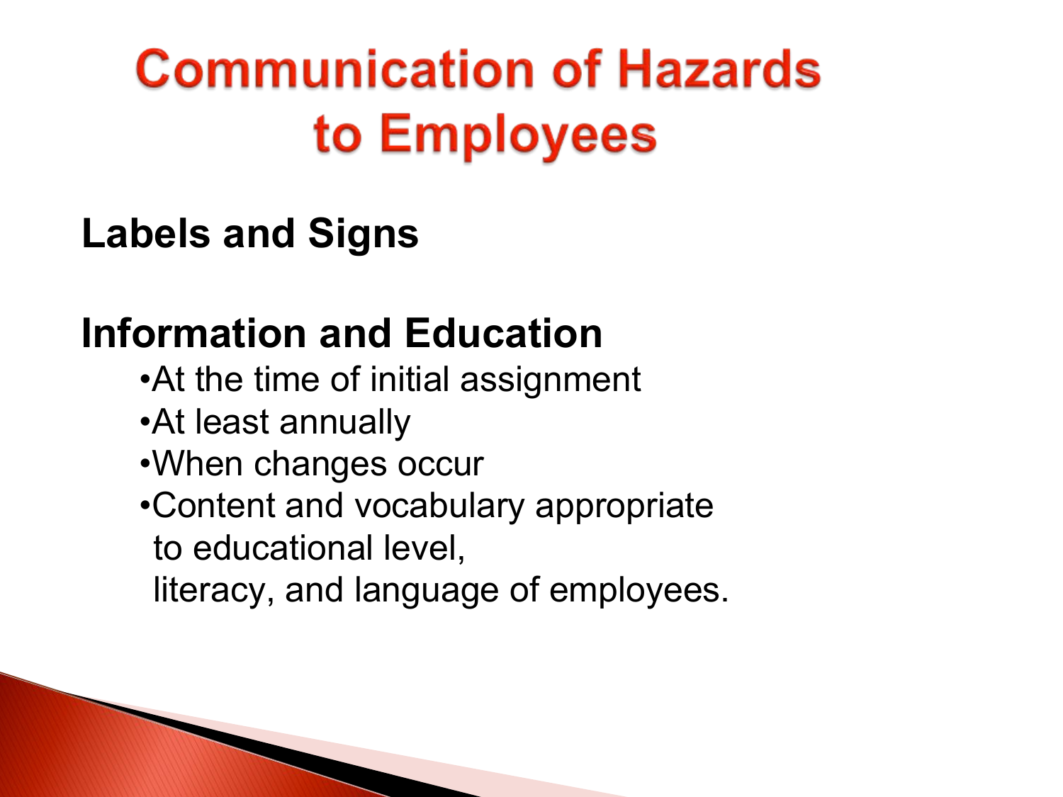# Communication of Hazards to Employees

**Labels and Signs**

**Information and Education**

- At the time of initial assignment
- At least annually
- When changes occur
- Content and vocabulary appropriate to educational level, literacy, and language of employees.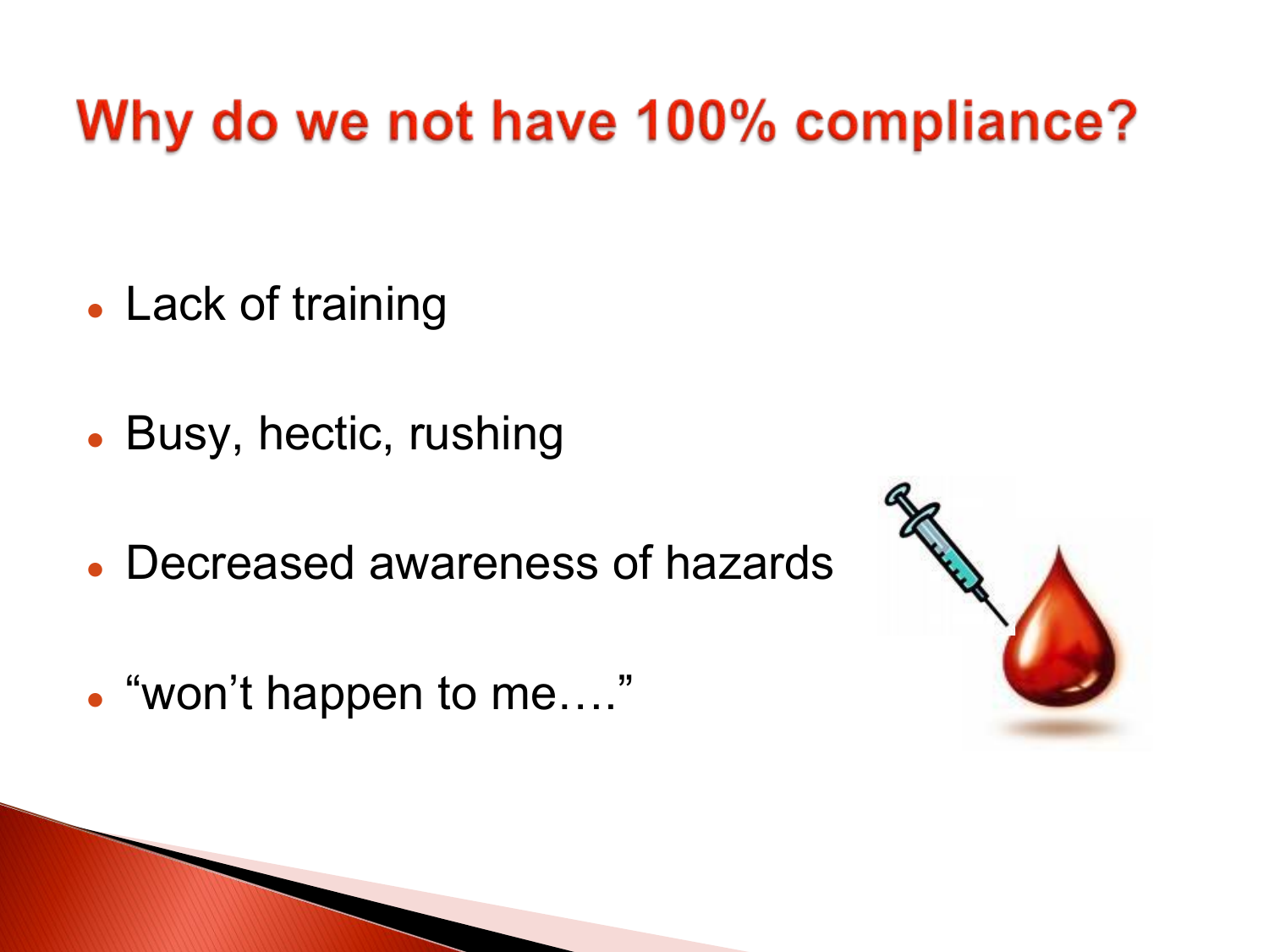# Why do we not have 100% compliance?

- Lack of training
- Busy, hectic, rushing
- Decreased awareness of hazards
- "won't happen to me…."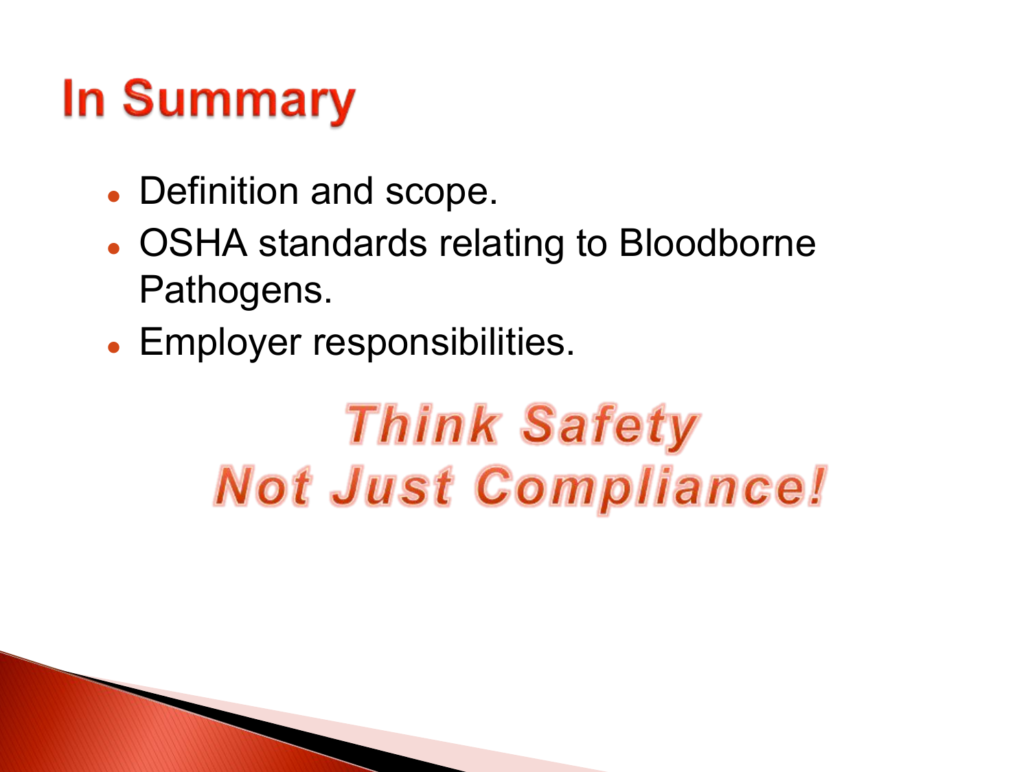# In Summary

- Definition and scope.
- OSHA standards relating to Bloodborne Pathogens.
- Employer responsibilities.

***Think Safety***
***Not Just Compliance!***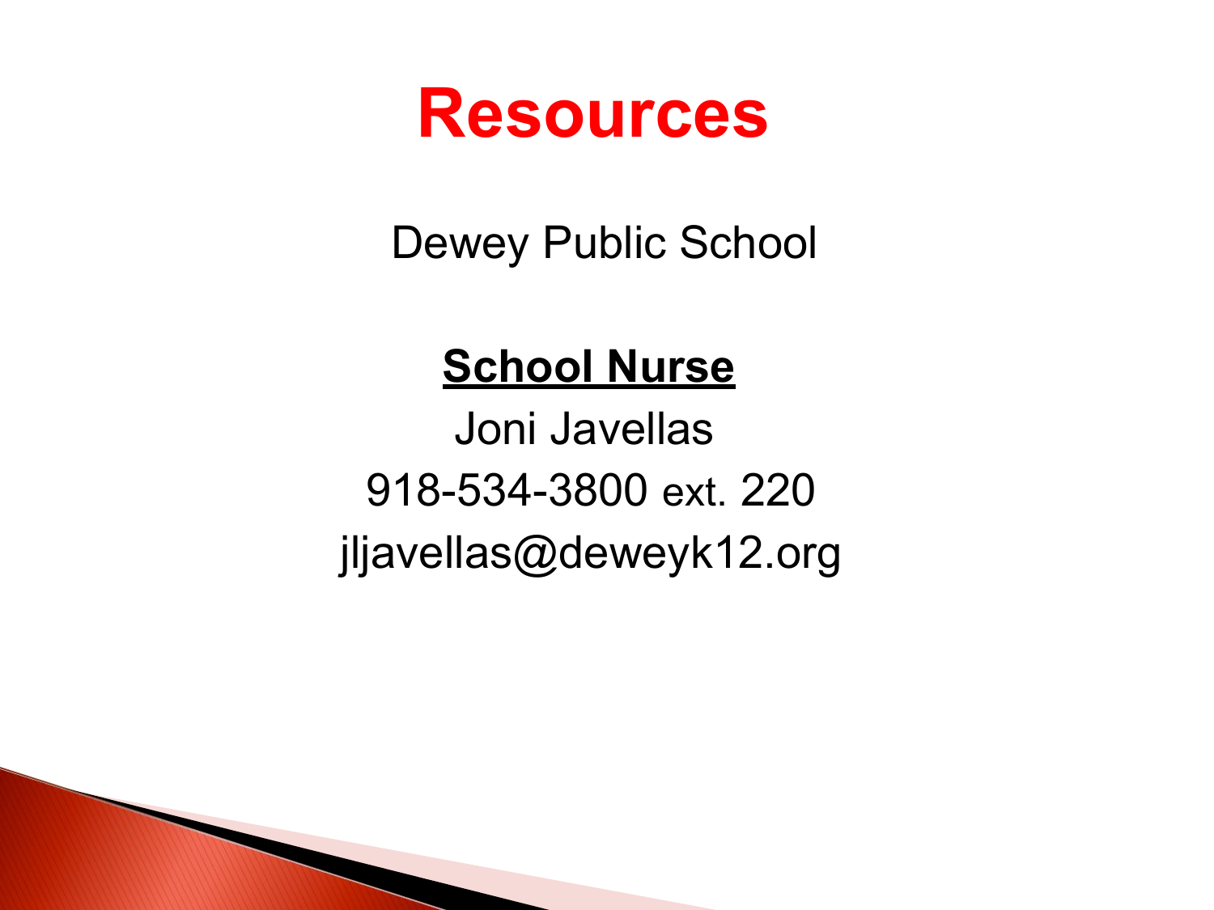# Resources

Dewey Public School

**School Nurse**

Joni Javellas

918-534-3800 ext. 220

jljavellas@deweyk12.org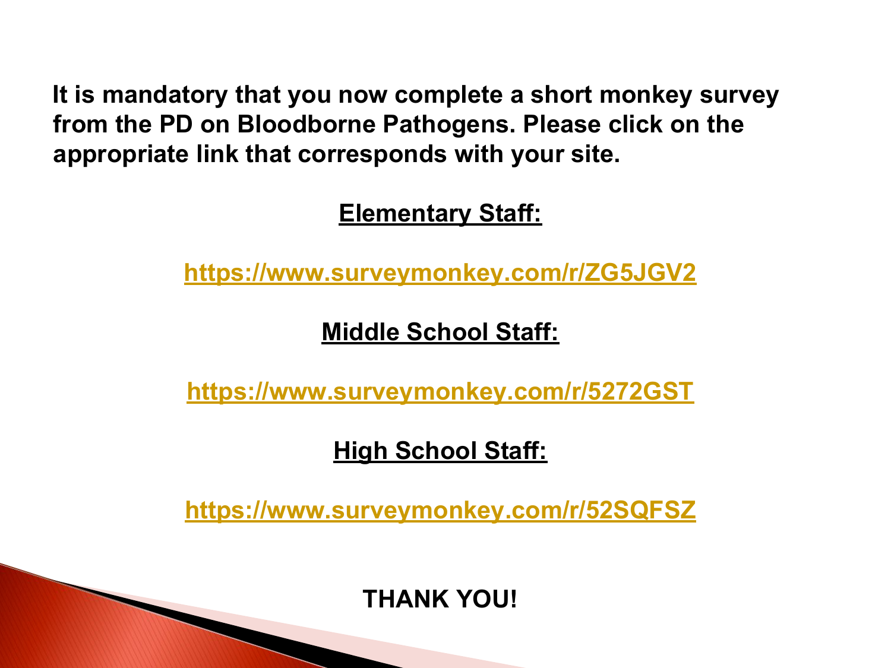**It is mandatory that you now complete a short monkey survey from the PD on Bloodborne Pathogens. Please click on the appropriate link that corresponds with your site.**

**Elementary Staff:**

**https://www.surveymonkey.com/r/ZG5JGV2**

**Middle School Staff:**

**https://www.surveymonkey.com/r/5272GST**

**High School Staff:**

**https://www.surveymonkey.com/r/52SQFSZ**

**THANK YOU!**